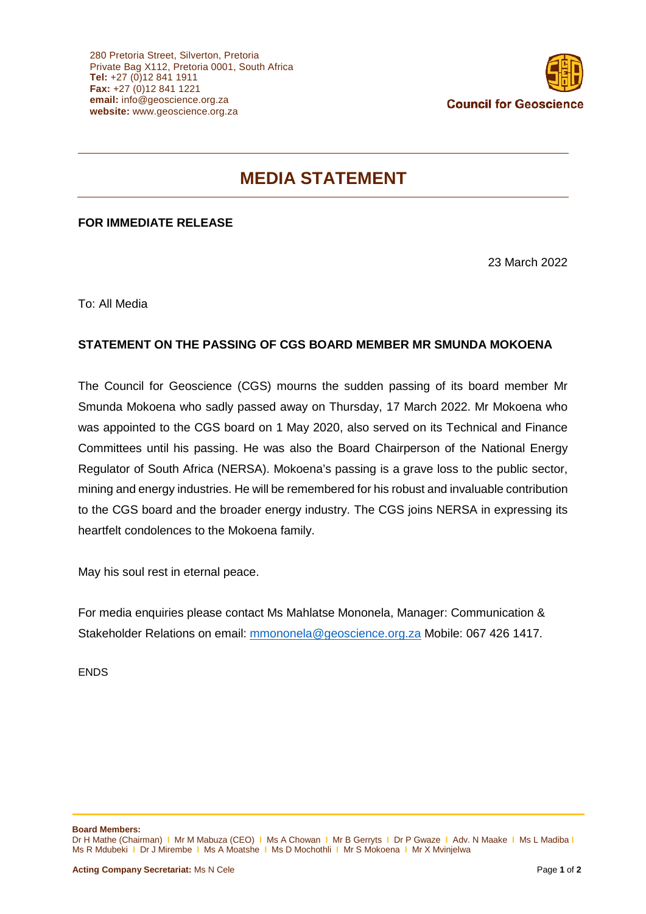280 Pretoria Street, Silverton, Pretoria
Private Bag X112, Pretoria 0001, South Africa
**Tel:** +27 (0)12 841 1911
**Fax:** +27 (0)12 841 1221
**email:** info@geoscience.org.za
**website:** www.geoscience.org.za

**Council for Geoscience**

# MEDIA STATEMENT

**FOR IMMEDIATE RELEASE**

23 March 2022

To: All Media

**STATEMENT ON THE PASSING OF CGS BOARD MEMBER MR SMUNDA MOKOENA**

The Council for Geoscience (CGS) mourns the sudden passing of its board member Mr Smunda Mokoena who sadly passed away on Thursday, 17 March 2022. Mr Mokoena who was appointed to the CGS board on 1 May 2020, also served on its Technical and Finance Committees until his passing. He was also the Board Chairperson of the National Energy Regulator of South Africa (NERSA). Mokoena's passing is a grave loss to the public sector, mining and energy industries. He will be remembered for his robust and invaluable contribution to the CGS board and the broader energy industry. The CGS joins NERSA in expressing its heartfelt condolences to the Mokoena family.

May his soul rest in eternal peace.

For media enquiries please contact Ms Mahlatse Mononela, Manager: Communication & Stakeholder Relations on email: mmononela@geoscience.org.za Mobile: 067 426 1417.

ENDS

**Board Members:**
Dr H Mathe (Chairman) I Mr M Mabuza (CEO) I Ms A Chowan I Mr B Gerryts I Dr P Gwaze I Adv. N Maake I Ms L Madiba I Ms R Mdubeki I Dr J Mirembe I Ms A Moatshe I Ms D Mochothli I Mr S Mokoena I Mr X Mvinjelwa

**Acting Company Secretariat:** Ms N Cele